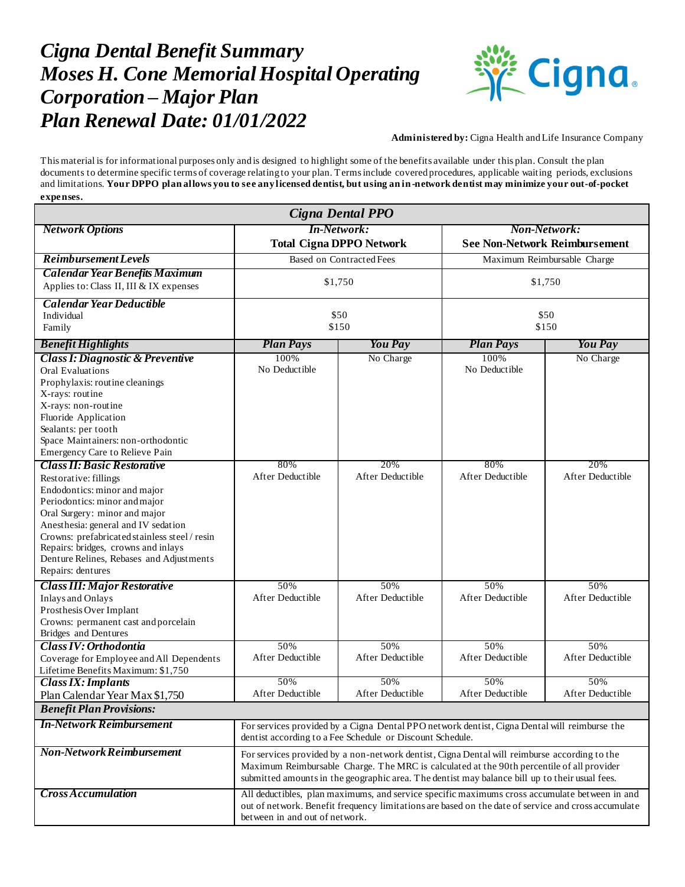# *Cigna Dental Benefit Summary*
# *Moses H. Cone Memorial Hospital Operating Corporation – Major Plan*
# *Plan Renewal Date: 01/01/2022*

**Administered by:** Cigna Health and Life Insurance Company

This material is for informational purposes only and is designed to highlight some of the benefits available under this plan. Consult the plan documents to determine specific terms of coverage relating to your plan. Terms include covered procedures, applicable waiting periods, exclusions and limitations. **Your DPPO plan allows you to see any licensed dentist, but using an in-network dentist may minimize your out-of-pocket expenses.**

| *Cigna Dental PPO* | | | | |
|---|---|---|---|---|
| ***Network Options*** | ***In-Network:*** **Total Cigna DPPO Network** | | ***Non-Network:*** **See Non-Network Reimbursement** | |
| ***Reimbursement Levels*** | Based on Contracted Fees | | Maximum Reimbursable Charge | |
| ***Calendar Year Benefits Maximum*** Applies to: Class II, III & IX expenses | $1,750 | | $1,750 | |
| ***Calendar Year Deductible*** Individual Family | $50 $150 | | $50 $150 | |
| ***Benefit Highlights*** | ***Plan Pays*** | ***You Pay*** | ***Plan Pays*** | ***You Pay*** |
| ***Class I: Diagnostic & Preventive*** Oral Evaluations; Prophylaxis: routine cleanings; X-rays: routine; X-rays: non-routine; Fluoride Application; Sealants: per tooth; Space Maintainers: non-orthodontic; Emergency Care to Relieve Pain | 100% No Deductible | No Charge | 100% No Deductible | No Charge |
| ***Class II: Basic Restorative*** Restorative: fillings; Endodontics: minor and major; Periodontics: minor and major; Oral Surgery: minor and major; Anesthesia: general and IV sedation; Crowns: prefabricated stainless steel / resin; Repairs: bridges, crowns and inlays; Denture Relines, Rebases and Adjustments; Repairs: dentures | 80% After Deductible | 20% After Deductible | 80% After Deductible | 20% After Deductible |
| ***Class III: Major Restorative*** Inlays and Onlays; Prosthesis Over Implant; Crowns: permanent cast and porcelain; Bridges and Dentures | 50% After Deductible | 50% After Deductible | 50% After Deductible | 50% After Deductible |
| ***Class IV: Orthodontia*** Coverage for Employee and All Dependents; Lifetime Benefits Maximum: $1,750 | 50% After Deductible | 50% After Deductible | 50% After Deductible | 50% After Deductible |
| ***Class IX: Implants*** Plan Calendar Year Max $1,750 | 50% After Deductible | 50% After Deductible | 50% After Deductible | 50% After Deductible |
| ***Benefit Plan Provisions:*** | | | | |
| ***In-Network Reimbursement*** | For services provided by a Cigna Dental PPO network dentist, Cigna Dental will reimburse the dentist according to a Fee Schedule or Discount Schedule. | | | |
| ***Non-Network Reimbursement*** | For services provided by a non-network dentist, Cigna Dental will reimburse according to the Maximum Reimbursable Charge. The MRC is calculated at the 90th percentile of all provider submitted amounts in the geographic area. The dentist may balance bill up to their usual fees. | | | |
| ***Cross Accumulation*** | All deductibles, plan maximums, and service specific maximums cross accumulate between in and out of network. Benefit frequency limitations are based on the date of service and cross accumulate between in and out of network. | | | |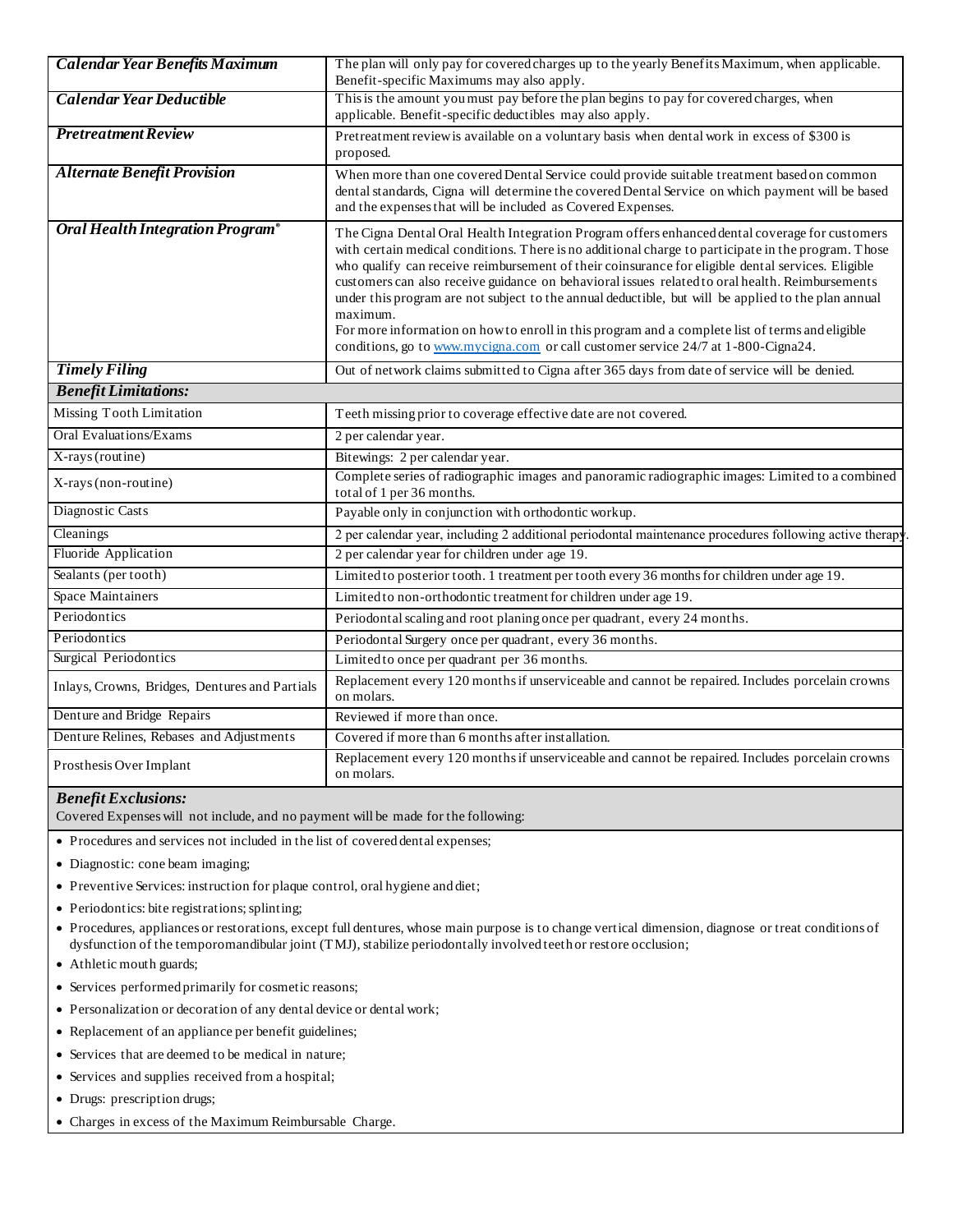| | |
|---|---|
| ***Calendar Year Benefits Maximum*** | The plan will only pay for covered charges up to the yearly Benefits Maximum, when applicable. Benefit-specific Maximums may also apply. |
| ***Calendar Year Deductible*** | This is the amount you must pay before the plan begins to pay for covered charges, when applicable. Benefit-specific deductibles may also apply. |
| ***Pretreatment Review*** | Pretreatment review is available on a voluntary basis when dental work in excess of $300 is proposed. |
| ***Alternate Benefit Provision*** | When more than one covered Dental Service could provide suitable treatment based on common dental standards, Cigna will determine the covered Dental Service on which payment will be based and the expenses that will be included as Covered Expenses. |
| ***Oral Health Integration Program®*** | The Cigna Dental Oral Health Integration Program offers enhanced dental coverage for customers with certain medical conditions. There is no additional charge to participate in the program. Those who qualify can receive reimbursement of their coinsurance for eligible dental services. Eligible customers can also receive guidance on behavioral issues related to oral health. Reimbursements under this program are not subject to the annual deductible, but will be applied to the plan annual maximum.<br>For more information on how to enroll in this program and a complete list of terms and eligible conditions, go to www.mycigna.com or call customer service 24/7 at 1-800-Cigna24. |
| ***Timely Filing*** | Out of network claims submitted to Cigna after 365 days from date of service will be denied. |
| ***Benefit Limitations:*** | |
| Missing Tooth Limitation | Teeth missing prior to coverage effective date are not covered. |
| Oral Evaluations/Exams | 2 per calendar year. |
| X-rays (routine) | Bitewings: 2 per calendar year. |
| X-rays (non-routine) | Complete series of radiographic images and panoramic radiographic images: Limited to a combined total of 1 per 36 months. |
| Diagnostic Casts | Payable only in conjunction with orthodontic workup. |
| Cleanings | 2 per calendar year, including 2 additional periodontal maintenance procedures following active therapy. |
| Fluoride Application | 2 per calendar year for children under age 19. |
| Sealants (per tooth) | Limited to posterior tooth. 1 treatment per tooth every 36 months for children under age 19. |
| Space Maintainers | Limited to non-orthodontic treatment for children under age 19. |
| Periodontics | Periodontal scaling and root planing once per quadrant, every 24 months. |
| Periodontics | Periodontal Surgery once per quadrant, every 36 months. |
| Surgical Periodontics | Limited to once per quadrant per 36 months. |
| Inlays, Crowns, Bridges, Dentures and Partials | Replacement every 120 months if unserviceable and cannot be repaired. Includes porcelain crowns on molars. |
| Denture and Bridge Repairs | Reviewed if more than once. |
| Denture Relines, Rebases and Adjustments | Covered if more than 6 months after installation. |
| Prosthesis Over Implant | Replacement every 120 months if unserviceable and cannot be repaired. Includes porcelain crowns on molars. |

***Benefit Exclusions:***

Covered Expenses will not include, and no payment will be made for the following:

- Procedures and services not included in the list of covered dental expenses;
- Diagnostic: cone beam imaging;
- Preventive Services: instruction for plaque control, oral hygiene and diet;
- Periodontics: bite registrations; splinting;
- Procedures, appliances or restorations, except full dentures, whose main purpose is to change vertical dimension, diagnose or treat conditions of dysfunction of the temporomandibular joint (TMJ), stabilize periodontally involved teeth or restore occlusion;
- Athletic mouth guards;
- Services performed primarily for cosmetic reasons;
- Personalization or decoration of any dental device or dental work;
- Replacement of an appliance per benefit guidelines;
- Services that are deemed to be medical in nature;
- Services and supplies received from a hospital;
- Drugs: prescription drugs;
- Charges in excess of the Maximum Reimbursable Charge.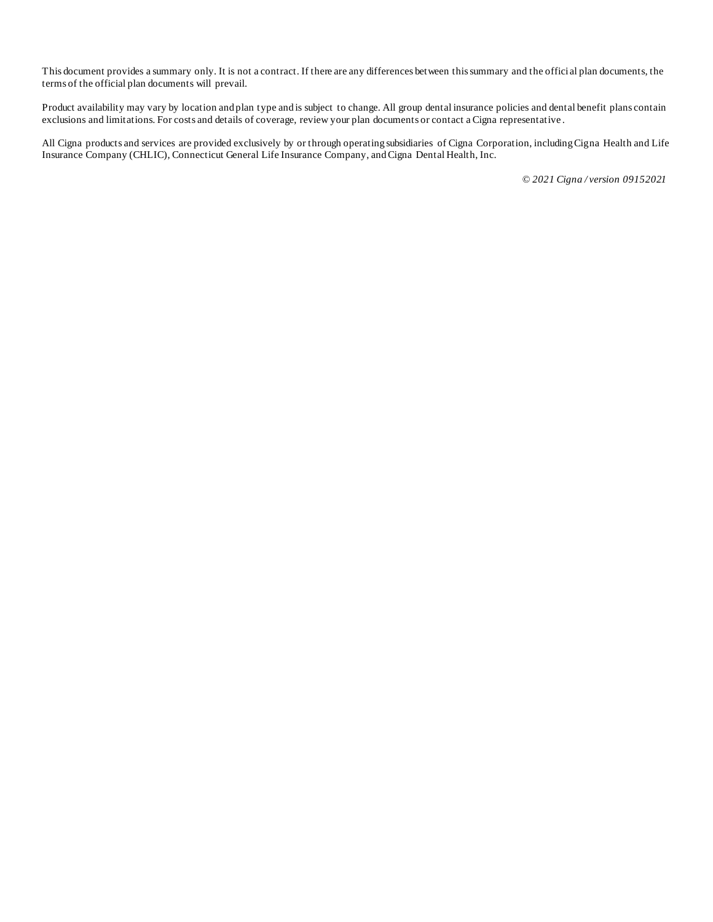This document provides a summary only. It is not a contract. If there are any differences between this summary and the official plan documents, the terms of the official plan documents will prevail.

Product availability may vary by location and plan type and is subject to change. All group dental insurance policies and dental benefit plans contain exclusions and limitations. For costs and details of coverage, review your plan documents or contact a Cigna representative.

All Cigna products and services are provided exclusively by or through operating subsidiaries of Cigna Corporation, including Cigna Health and Life Insurance Company (CHLIC), Connecticut General Life Insurance Company, and Cigna Dental Health, Inc.

*© 2021 Cigna / version 09152021*